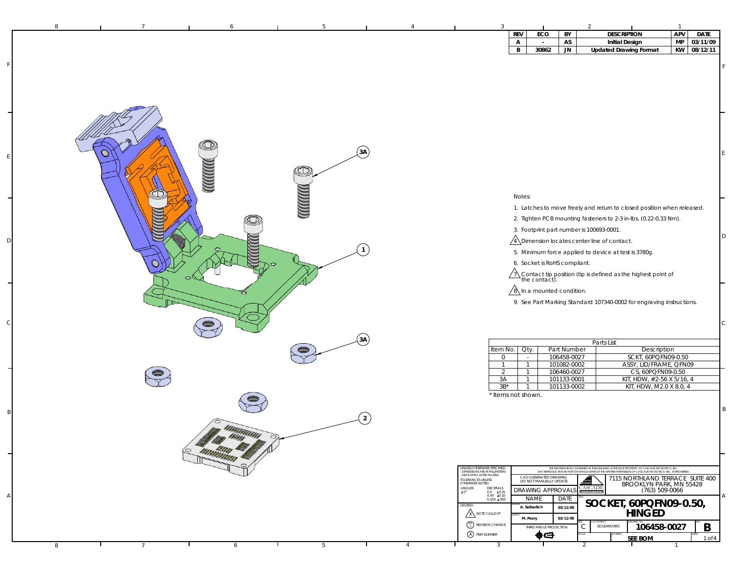| REV | ECO | BY | DESCRIPTION | APV | DATE |
|---|---|---|---|---|---|
| A | - | AS | Initial Design | MP | 03/11/09 |
| B | 30862 | JN | Updated Drawing Format | KW | 08/12/11 |

Notes:

1. Latches to move freely and return to closed position when released.
2. Tighten PCB mounting fasteners to 2-3 in-lbs. (0.22-0.33 Nm).
3. Footprint part number is 100693-0001.
4. Dimension locates center line of contact.
5. Minimum force applied to device at test is 3780g.
6. Socket is RoHS compliant.
7. Contact tip position (tip is defined as the highest point of the contact).
8. In a mounted condition.
9. See Part Marking Standard 107340-0002 for engraving instructions.

Parts List

| Item No. | Qty. | Part Number | Description |
|---|---|---|---|
| 0 | - | 106458-0027 | SCKT, 60PQFN09-0.50 |
| 1 | 1 | 101082-0002 | ASSY, LID/FRAME, QFN09 |
| 2 | 1 | 106460-0027 | CS, 60PQFN09-0.50 |
| 3A | 1 | 101133-0001 | KIT, HDW, #2-56 X 5/16, 4 |
| 3B* | 1 | 101133-0002 | KIT, HDW, M2.0 X 8.0, 4 |

* Items not shown.

3A
1
3A
2

UNLESS OTHERWISE SPECIFIED
- DIMENSIONS ARE IN MILLIMETERS
- DIM'S APPLY AFTER PLATING
TOLERANCES UNLESS OTHERWISE NOTED:
ANGLES ±1°
DECIMALS X.X ±0.25, X.XX ±0.10, X.XXX ±.050

LEGEND:
NOTE CALLOUT
REVISION CHANGE
ITEM NUMBER

THE INFORMATION CONTAINED IN THIS DRAWING IS THE SOLE PROPERTY OF CASCADE MICROTECH, INC. ANY REPRODUCTION IN PART OR WHOLE WITHOUT THE WRITTEN PERMISSION OF CASCADE MICROTECH, INC. IS PROHIBITED.

CAD GENERATED DRAWING
DO NOT MANUALLY UPDATE

DRAWING APPROVALS

| NAME | DATE |
|---|---|
| DRAWN: A. Seiberlich | 03/11/09 |
| APPVD: M. Peery | 03/11/09 |

THIRD ANGLE PROJECTION

CASCADE MICROTECH

7115 NORTHLAND TERRACE SUITE 400
BROOKLYN PARK, MN 55428
(763) 509-0066

TITLE: **SOCKET, 60PQFN09-0.50, HINGED**

SIZE: C | CAD FORMAT: SOLIDWORKS | DRAWING NO: **106458-0027** | REV: **B**

SCALE | MATERIAL: **SEE BOM** | SHEET: 1 of 4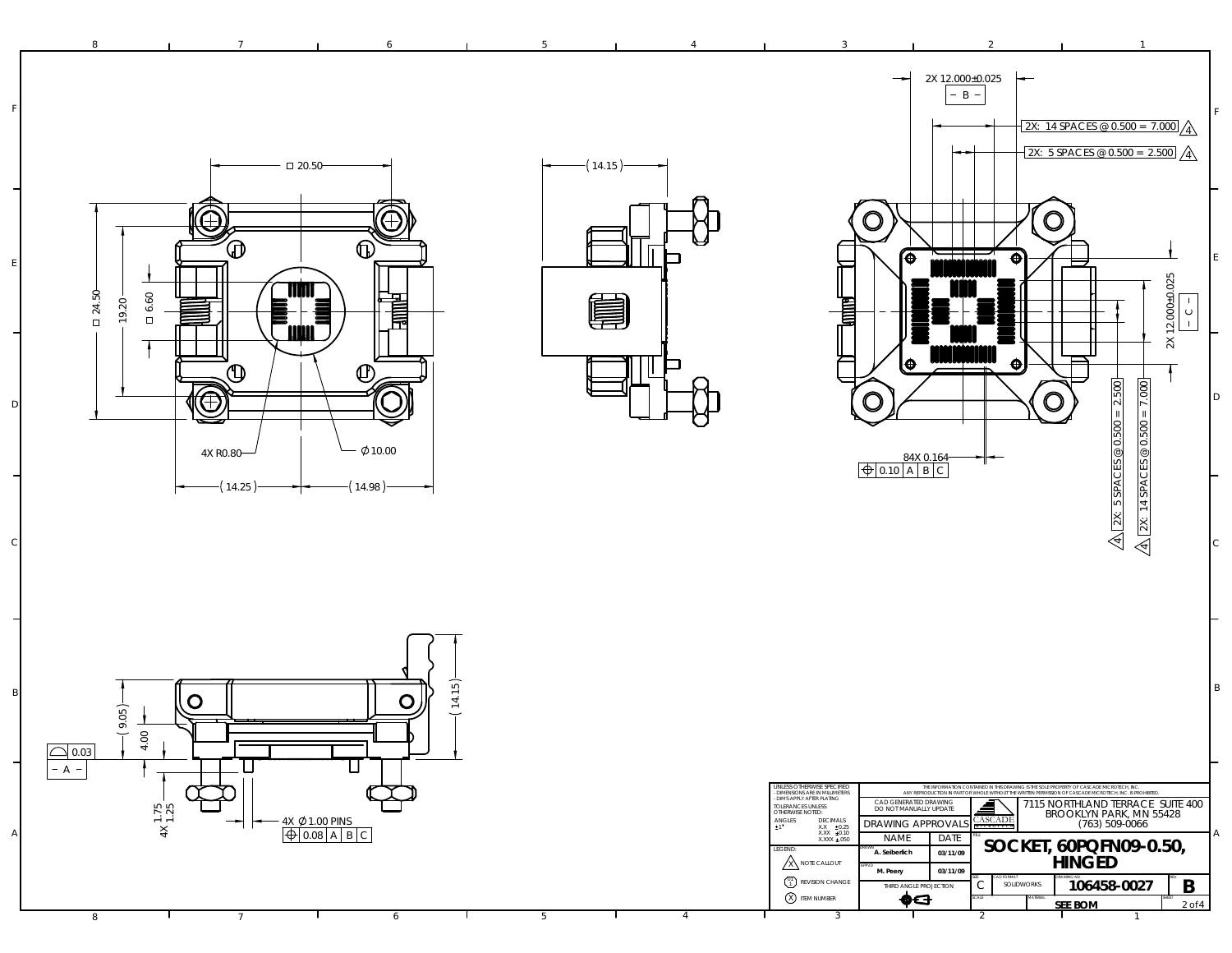2X 12.000±0.025

− B −

2X: 14 SPACES @ 0.500 = 7.000 (4)

2X: 5 SPACES @ 0.500 = 2.500 (4)

□ 20.50

(14.15)

□ 24.50

19.20

□ 6.60

4X R0.80

Ø10.00

(14.25)

(14.98)

2X 12.000±0.025

− C −

2X: 5 SPACES @ 0.500 = 2.500 (4)

2X: 14 SPACES @ 0.500 = 7.000 (4)

84X 0.164

| ⌖ | 0.10 | A | B | C |
|---|---|---|---|---|

(9.05)

4.00

| ⌓ | 0.03 |
|---|---|

− A −

(14.15)

1.75

4X 1.25

4X Ø1.00 PINS

| ⌖ | 0.08 | A | B | C |
|---|---|---|---|---|

UNLESS OTHERWISE SPECIFIED
- DIMENSIONS ARE IN MILLIMETERS
- DIM'S APPLY AFTER PLATING

TOLERANCES UNLESS OTHERWISE NOTED:

| ANGLES | DECIMALS |
|---|---|
| ±1° | X.X ±0.25 |
| | X.XX ±0.10 |
| | X.XXX ±.050 |

THE INFORMATION CONTAINED IN THIS DRAWING IS THE SOLE PROPERTY OF CASCADE MICROTECH, INC. ANY REPRODUCTION IN PART OR WHOLE WITHOUT THE WRITTEN PERMISSION OF CASCADE MICROTECH, INC. IS PROHIBITED.

CAD GENERATED DRAWING
DO NOT MANUALLY UPDATE

DRAWING APPROVALS

| | NAME | DATE |
|---|---|---|
| DRAWN | A. Seiberlich | 03/11/09 |
| APP'D | M. Peery | 03/11/09 |

CASCADE MICROTECH

7115 NORTHLAND TERRACE SUITE 400
BROOKLYN PARK, MN 55428
(763) 509-0066

TITLE: **SOCKET, 60PQFN09-0.50, HINGED**

LEGEND:
- (X) NOTE CALLOUT
- REVISION CHANGE
- (X) ITEM NUMBER

THIRD ANGLE PROJECTION

| SIZE | CAD FORMAT | DRAWING NO. | REV. |
|---|---|---|---|
| C | SOLIDWORKS | 106458-0027 | B |

SCALE | MATERIAL: SEE BOM | SHEET 2 of 4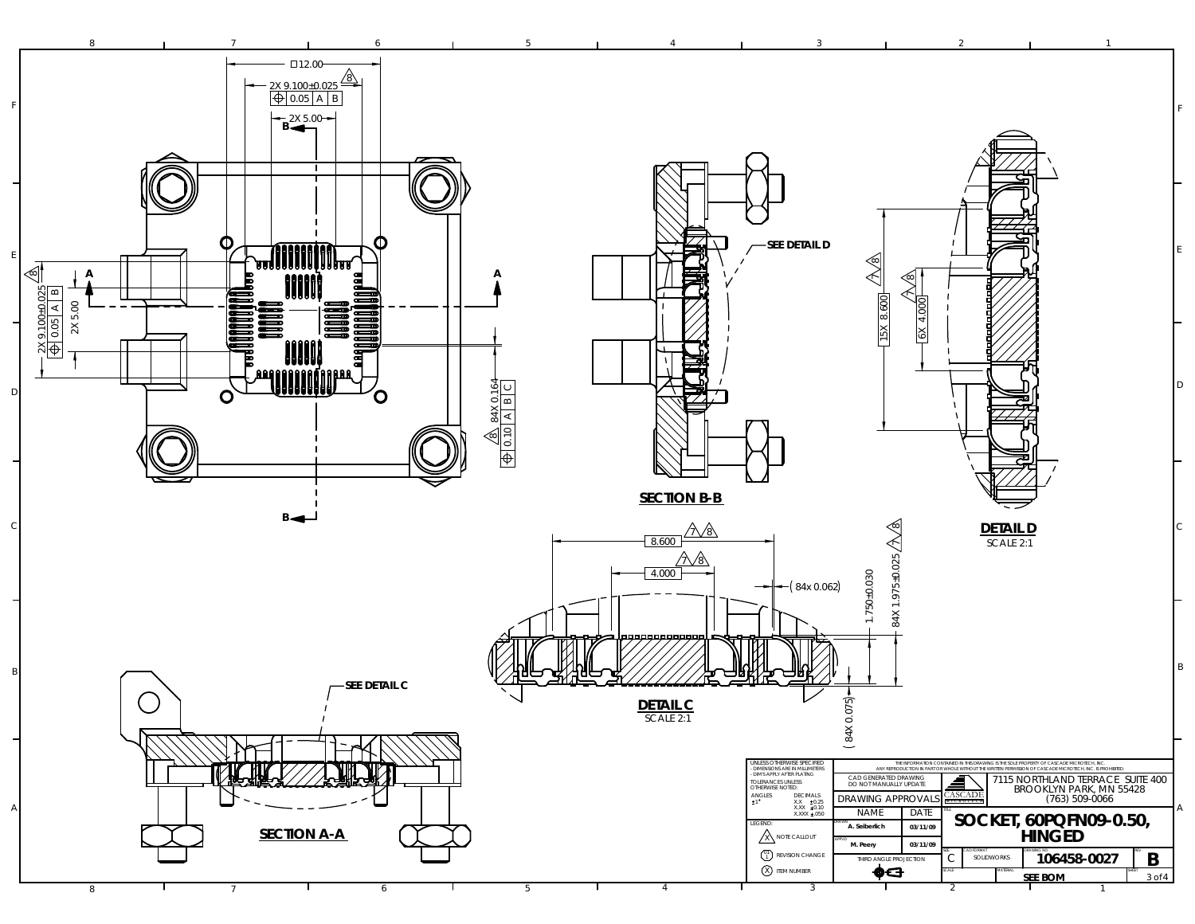□12.00

2X 9.100±0.025 (8)

⌖ 0.05 A B

2X 5.00

B

A

A

2X 9.100±0.025 (8) ⌖ 0.05 A B

2X 5.00

84X 0.164 (8) ⌖ 0.10 A B C

B

SEE DETAIL D

**SECTION B-B**

15X 8.600 (7)(8)

6X 4.000 (7)(8)

**DETAIL D**
SCALE 2:1

8.600 (7)(8)

4.000 (7)(8)

(84x 0.062)

1.750±0.030

84X 1.975±0.025 (7)(8)

(84X 0.075)

**DETAIL C**
SCALE 2:1

SEE DETAIL C

**SECTION A-A**

UNLESS OTHERWISE SPECIFIED
- DIMENSIONS ARE IN MILLIMETERS
- DIM'S APPLY AFTER PLATING

TOLERANCES UNLESS OTHERWISE NOTED:

| ANGLES | DECIMALS |
|---|---|
| ±1° | X.X ±0.25 |
| | X.XX ±0.10 |
| | X.XXX ±.050 |

LEGEND:
- (X) NOTE CALLOUT
- (1) REVISION CHANGE
- (X) ITEM NUMBER

THE INFORMATION CONTAINED IN THIS DRAWING IS THE SOLE PROPERTY OF CASCADE MICROTECH, INC. ANY REPRODUCTION IN PART OR WHOLE WITHOUT THE WRITTEN PERMISSION OF CASCADE MICROTECH, INC. IS PROHIBITED.

CAD GENERATED DRAWING
DO NOT MANUALLY UPDATE

DRAWING APPROVALS

| | NAME | DATE |
|---|---|---|
| DRAWN | A. Seiberlich | 03/11/09 |
| APPVD | M. Peery | 03/11/09 |

THIRD ANGLE PROJECTION

CASCADE MICROTECH

7115 NORTHLAND TERRACE SUITE 400
BROOKLYN PARK, MN 55428
(763) 509-0066

TITLE: **SOCKET, 60PQFN09-0.50, HINGED**

| SIZE | CAD FORMAT | DRAWING NO | REV |
|---|---|---|---|
| C | SOLIDWORKS | 106458-0027 | B |

SCALE | MATERIAL: SEE BOM | SHEET 3 of 4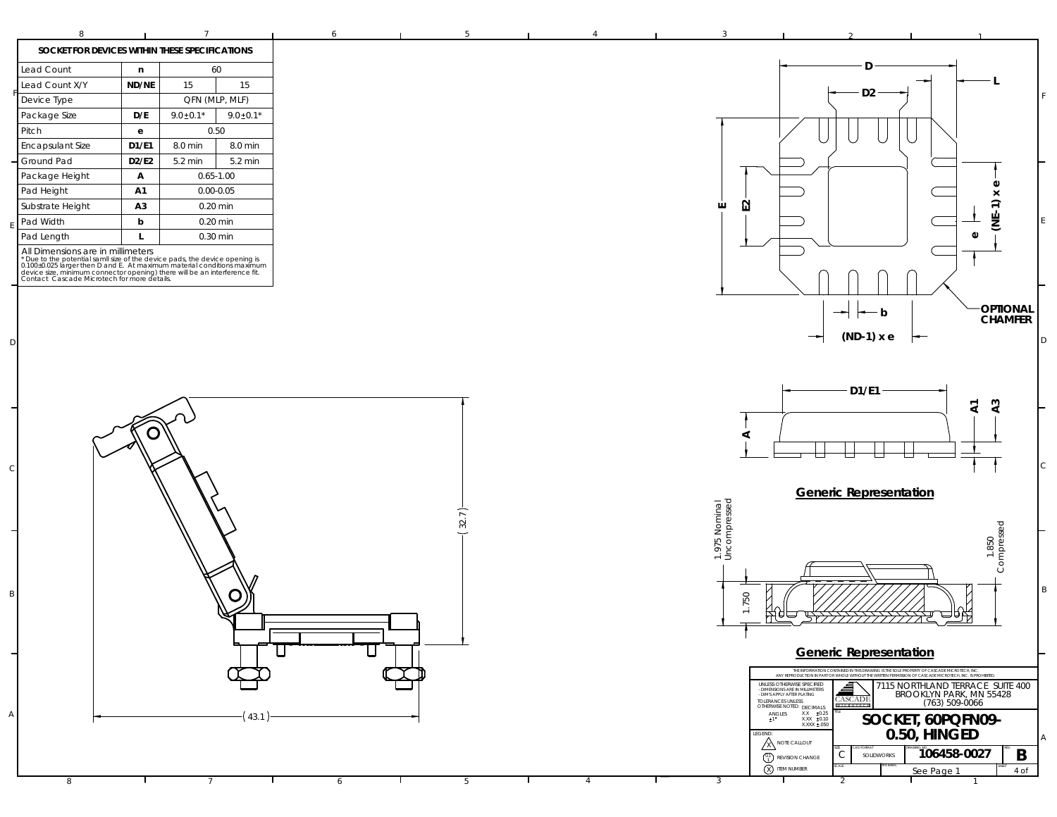## SOCKET FOR DEVICES WITHIN THESE SPECIFICATIONS

| | | | |
|---|---|---|---|
| Lead Count | n | 60 | |
| Lead Count X/Y | ND/NE | 15 | 15 |
| Device Type | | QFN (MLP, MLF) | |
| Package Size | D/E | 9.0±0.1* | 9.0±0.1* |
| Pitch | e | 0.50 | |
| Encapsulant Size | D1/E1 | 8.0 min | 8.0 min |
| Ground Pad | D2/E2 | 5.2 min | 5.2 min |
| Package Height | A | 0.65-1.00 | |
| Pad Height | A1 | 0.00-0.05 | |
| Substrate Height | A3 | 0.20 min | |
| Pad Width | b | 0.20 min | |
| Pad Length | L | 0.30 min | |

All Dimensions are in millimeters

* Due to the potential samll size of the device pads, the device opening is 0.100±0.025 larger then D and E. At maximum material conditions maximum device size, minimum connector opening) there will be an interference fit. Contact Cascade Microtech for more details.

D

D2

L

E

E2

(NE-1) x e

e

b

(ND-1) x e

OPTIONAL CHAMFER

D1/E1

A

A1

A3

**Generic Representation**

1.975 Nominal Uncompressed

1.850 Compressed

1.750

**Generic Representation**

( 32.7 )

( 43.1 )

THE INFORMATION CONTAINED IN THIS DRAWING IS THE SOLE PROPERTY OF CASCADE MICROTECH, INC. ANY REPRODUCTION IN PART OR WHOLE WITHOUT THE WRITTEN PERMISSION OF CASCADE MICROTECH, INC. IS PROHIBITED.

UNLESS OTHERWISE SPECIFIED
- DIMENSIONS ARE IN MILLIMETERS
- DIM'S APPLY AFTER PLATING

TOLERANCES UNLESS OTHERWISE NOTED: DECIMALS

ANGLES ±1° X.X ±0.25 X.XX ±0.10 X.XXX ±.050

LEGEND:
- X NOTE CALLOUT
- REVISION CHANGE
- X ITEM NUMBER

CASCADE MICROTECH

7115 NORTHLAND TERRACE SUITE 400
BROOKLYN PARK, MN 55428
(763) 509-0066

**SOCKET, 60PQFN09-0.50, HINGED**

SIZE: C | CAD FORMAT: SOLIDWORKS | DRAWING NO: 106458-0027 | REV: B

See Page 1